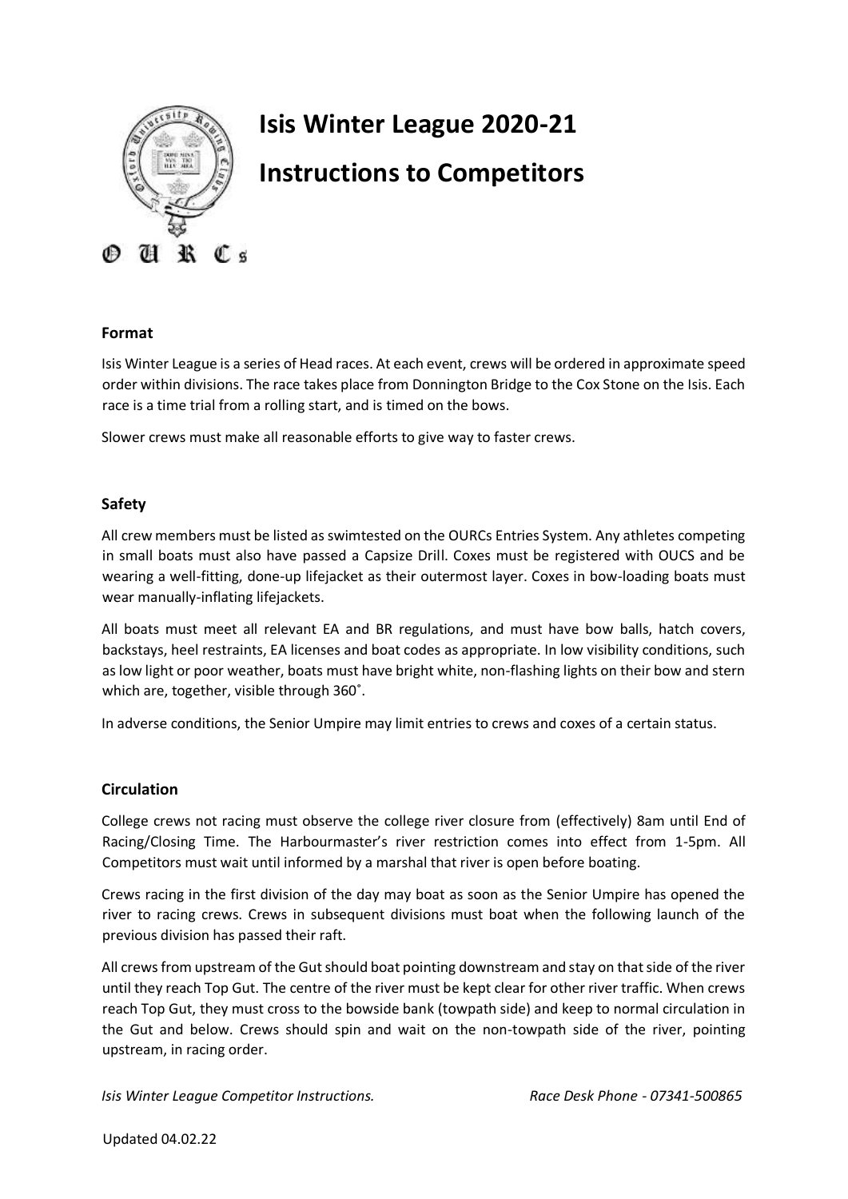# Isis Winter League 2020-21

# Instructions to Competitors

## Format

Isis Winter League is a series of Head races. At each event, crews will be ordered in approximate speed order within divisions. The race takes place from Donnington Bridge to the Cox Stone on the Isis. Each race is a time trial from a rolling start, and is timed on the bows.

Slower crews must make all reasonable efforts to give way to faster crews.

## Safety

All crew members must be listed as swimtested on the OURCs Entries System. Any athletes competing in small boats must also have passed a Capsize Drill. Coxes must be registered with OUCS and be wearing a well-fitting, done-up lifejacket as their outermost layer. Coxes in bow-loading boats must wear manually-inflating lifejackets.

All boats must meet all relevant EA and BR regulations, and must have bow balls, hatch covers, backstays, heel restraints, EA licenses and boat codes as appropriate. In low visibility conditions, such as low light or poor weather, boats must have bright white, non-flashing lights on their bow and stern which are, together, visible through 360˚.

In adverse conditions, the Senior Umpire may limit entries to crews and coxes of a certain status.

## Circulation

College crews not racing must observe the college river closure from (effectively) 8am until End of Racing/Closing Time. The Harbourmaster's river restriction comes into effect from 1-5pm. All Competitors must wait until informed by a marshal that river is open before boating.

Crews racing in the first division of the day may boat as soon as the Senior Umpire has opened the river to racing crews. Crews in subsequent divisions must boat when the following launch of the previous division has passed their raft.

All crews from upstream of the Gut should boat pointing downstream and stay on that side of the river until they reach Top Gut. The centre of the river must be kept clear for other river traffic. When crews reach Top Gut, they must cross to the bowside bank (towpath side) and keep to normal circulation in the Gut and below. Crews should spin and wait on the non-towpath side of the river, pointing upstream, in racing order.

*Isis Winter League Competitor Instructions.* *Race Desk Phone - 07341-500865*

Updated 04.02.22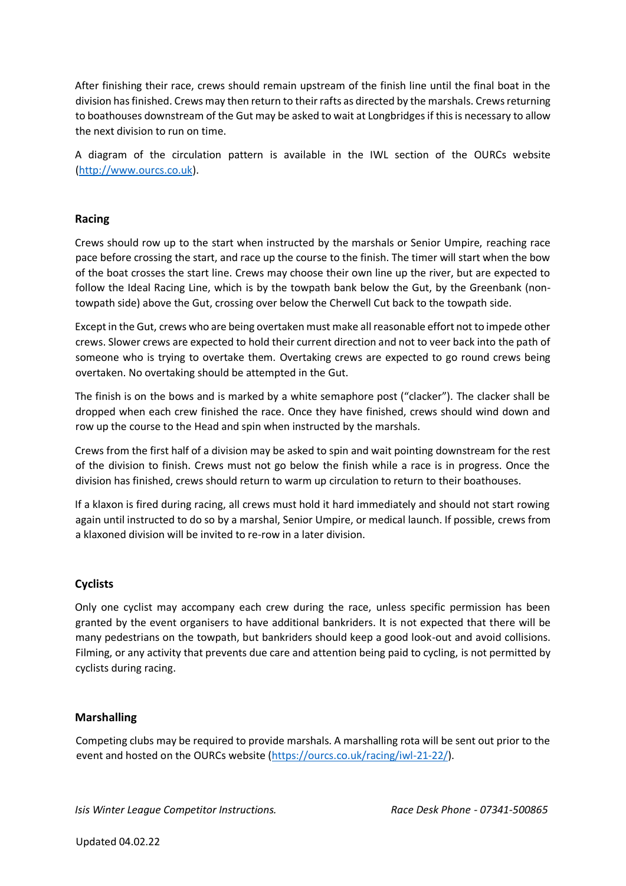After finishing their race, crews should remain upstream of the finish line until the final boat in the division has finished. Crews may then return to their rafts as directed by the marshals. Crews returning to boathouses downstream of the Gut may be asked to wait at Longbridges if this is necessary to allow the next division to run on time.

A diagram of the circulation pattern is available in the IWL section of the OURCs website (http://www.ourcs.co.uk).

## Racing

Crews should row up to the start when instructed by the marshals or Senior Umpire, reaching race pace before crossing the start, and race up the course to the finish. The timer will start when the bow of the boat crosses the start line. Crews may choose their own line up the river, but are expected to follow the Ideal Racing Line, which is by the towpath bank below the Gut, by the Greenbank (non-towpath side) above the Gut, crossing over below the Cherwell Cut back to the towpath side.

Except in the Gut, crews who are being overtaken must make all reasonable effort not to impede other crews. Slower crews are expected to hold their current direction and not to veer back into the path of someone who is trying to overtake them. Overtaking crews are expected to go round crews being overtaken. No overtaking should be attempted in the Gut.

The finish is on the bows and is marked by a white semaphore post ("clacker"). The clacker shall be dropped when each crew finished the race. Once they have finished, crews should wind down and row up the course to the Head and spin when instructed by the marshals.

Crews from the first half of a division may be asked to spin and wait pointing downstream for the rest of the division to finish. Crews must not go below the finish while a race is in progress. Once the division has finished, crews should return to warm up circulation to return to their boathouses.

If a klaxon is fired during racing, all crews must hold it hard immediately and should not start rowing again until instructed to do so by a marshal, Senior Umpire, or medical launch. If possible, crews from a klaxoned division will be invited to re-row in a later division.

## Cyclists

Only one cyclist may accompany each crew during the race, unless specific permission has been granted by the event organisers to have additional bankriders. It is not expected that there will be many pedestrians on the towpath, but bankriders should keep a good look-out and avoid collisions. Filming, or any activity that prevents due care and attention being paid to cycling, is not permitted by cyclists during racing.

## Marshalling

Competing clubs may be required to provide marshals. A marshalling rota will be sent out prior to the event and hosted on the OURCs website (https://ourcs.co.uk/racing/iwl-21-22/).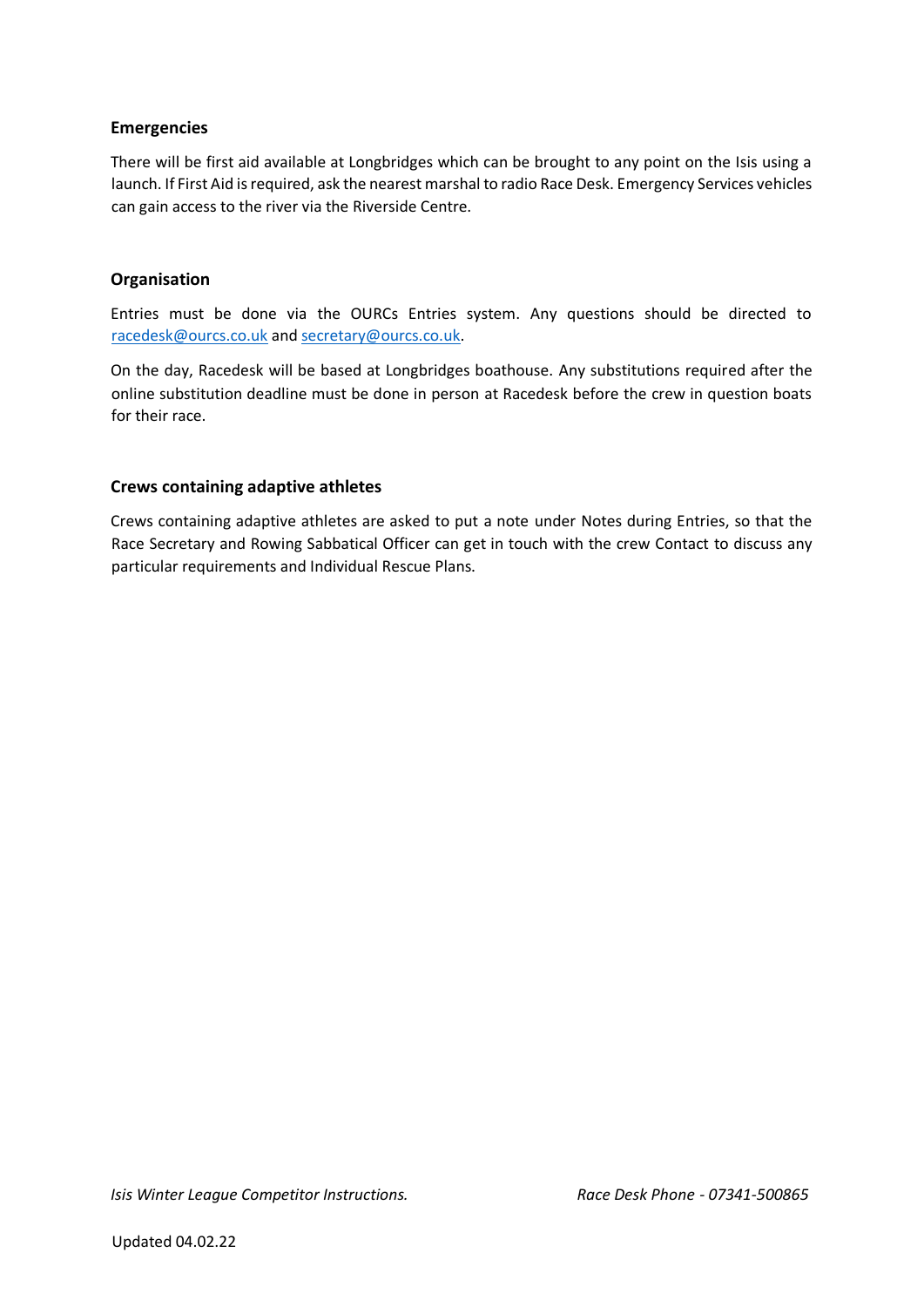### Emergencies

There will be first aid available at Longbridges which can be brought to any point on the Isis using a launch. If First Aid is required, ask the nearest marshal to radio Race Desk. Emergency Services vehicles can gain access to the river via the Riverside Centre.

### Organisation

Entries must be done via the OURCs Entries system. Any questions should be directed to racedesk@ourcs.co.uk and secretary@ourcs.co.uk.

On the day, Racedesk will be based at Longbridges boathouse. Any substitutions required after the online substitution deadline must be done in person at Racedesk before the crew in question boats for their race.

### Crews containing adaptive athletes

Crews containing adaptive athletes are asked to put a note under Notes during Entries, so that the Race Secretary and Rowing Sabbatical Officer can get in touch with the crew Contact to discuss any particular requirements and Individual Rescue Plans.